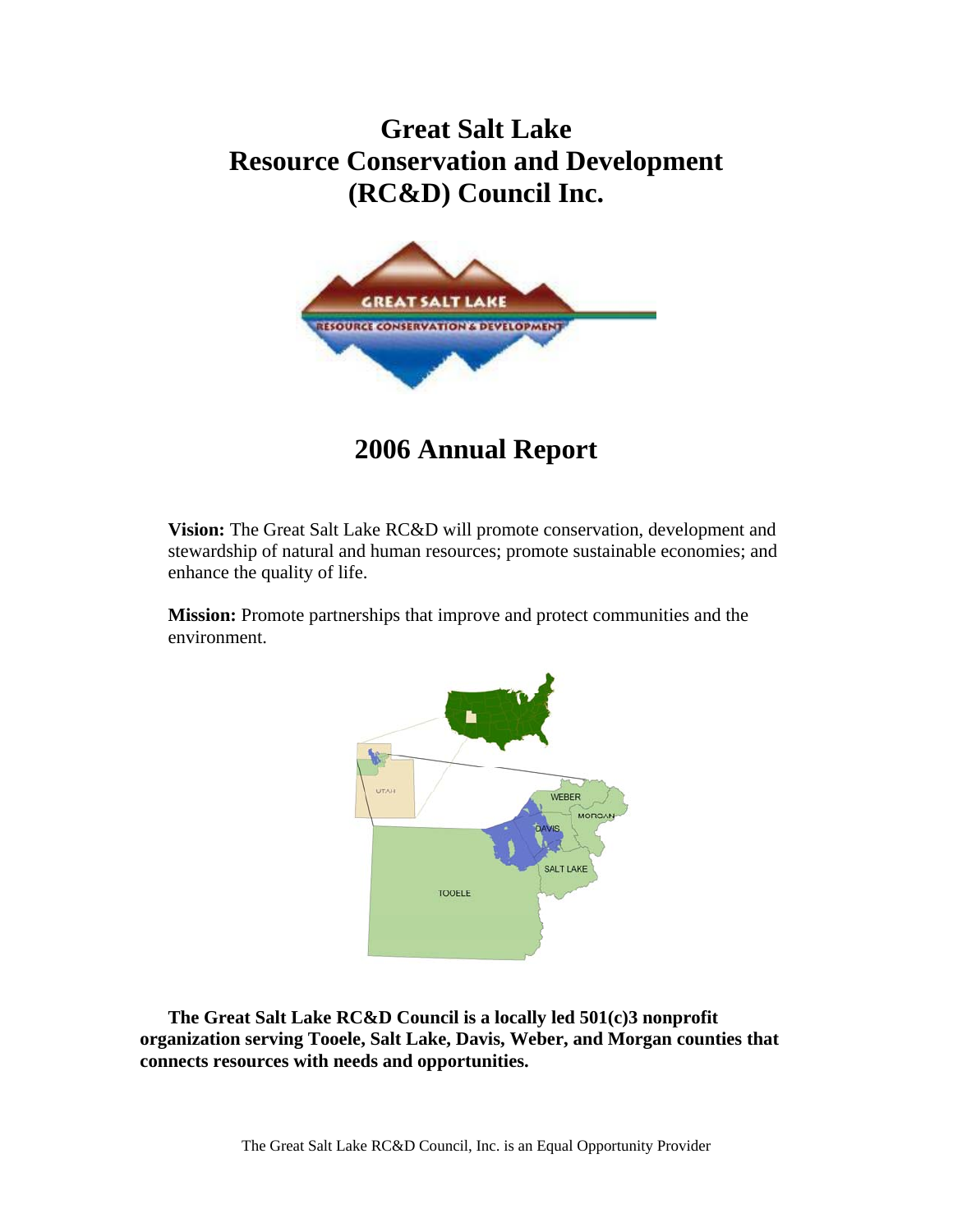# Great Salt Lake
# Resource Conservation and Development
# (RC&D) Council Inc.

## 2006 Annual Report

**Vision:** The Great Salt Lake RC&D will promote conservation, development and stewardship of natural and human resources; promote sustainable economies; and enhance the quality of life.

**Mission:** Promote partnerships that improve and protect communities and the environment.

**The Great Salt Lake RC&D Council is a locally led 501(c)3 nonprofit organization serving Tooele, Salt Lake, Davis, Weber, and Morgan counties that connects resources with needs and opportunities.**

The Great Salt Lake RC&D Council, Inc. is an Equal Opportunity Provider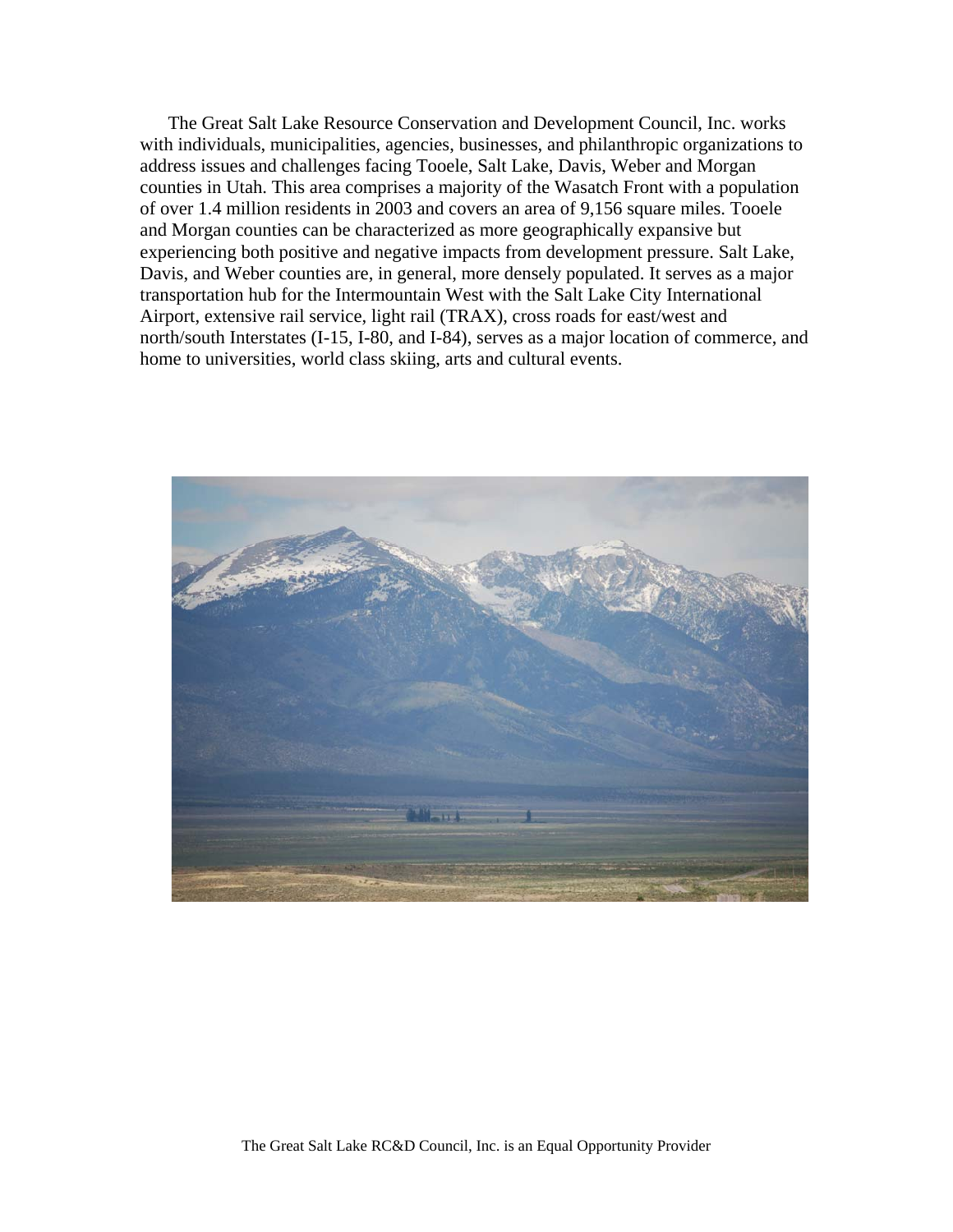The Great Salt Lake Resource Conservation and Development Council, Inc. works with individuals, municipalities, agencies, businesses, and philanthropic organizations to address issues and challenges facing Tooele, Salt Lake, Davis, Weber and Morgan counties in Utah. This area comprises a majority of the Wasatch Front with a population of over 1.4 million residents in 2003 and covers an area of 9,156 square miles. Tooele and Morgan counties can be characterized as more geographically expansive but experiencing both positive and negative impacts from development pressure. Salt Lake, Davis, and Weber counties are, in general, more densely populated. It serves as a major transportation hub for the Intermountain West with the Salt Lake City International Airport, extensive rail service, light rail (TRAX), cross roads for east/west and north/south Interstates (I-15, I-80, and I-84), serves as a major location of commerce, and home to universities, world class skiing, arts and cultural events.

The Great Salt Lake RC&D Council, Inc. is an Equal Opportunity Provider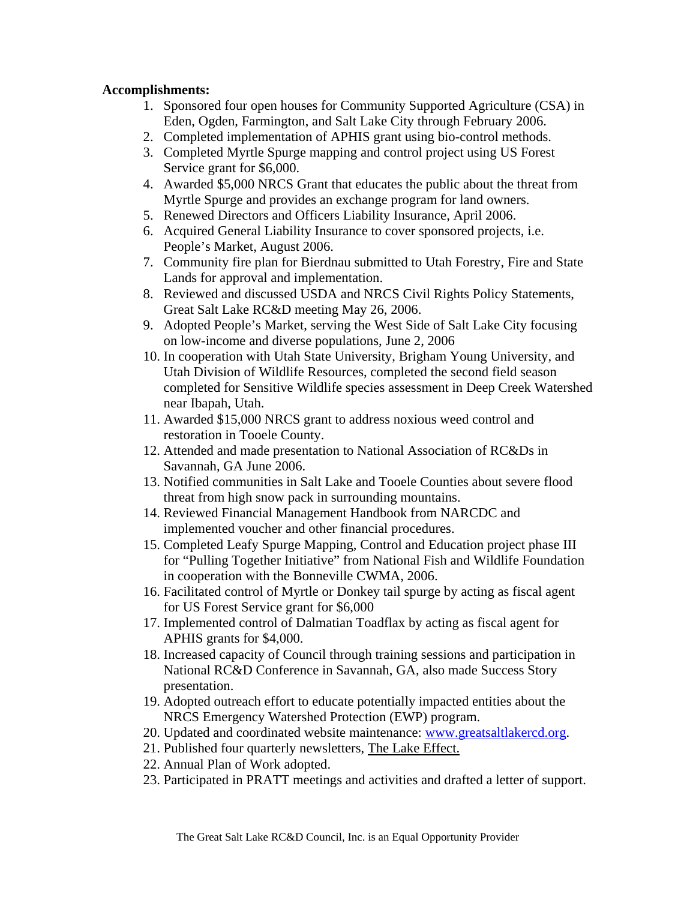**Accomplishments:**

1. Sponsored four open houses for Community Supported Agriculture (CSA) in Eden, Ogden, Farmington, and Salt Lake City through February 2006.
2. Completed implementation of APHIS grant using bio-control methods.
3. Completed Myrtle Spurge mapping and control project using US Forest Service grant for $6,000.
4. Awarded $5,000 NRCS Grant that educates the public about the threat from Myrtle Spurge and provides an exchange program for land owners.
5. Renewed Directors and Officers Liability Insurance, April 2006.
6. Acquired General Liability Insurance to cover sponsored projects, i.e. People's Market, August 2006.
7. Community fire plan for Bierdnau submitted to Utah Forestry, Fire and State Lands for approval and implementation.
8. Reviewed and discussed USDA and NRCS Civil Rights Policy Statements, Great Salt Lake RC&D meeting May 26, 2006.
9. Adopted People's Market, serving the West Side of Salt Lake City focusing on low-income and diverse populations, June 2, 2006
10. In cooperation with Utah State University, Brigham Young University, and Utah Division of Wildlife Resources, completed the second field season completed for Sensitive Wildlife species assessment in Deep Creek Watershed near Ibapah, Utah.
11. Awarded $15,000 NRCS grant to address noxious weed control and restoration in Tooele County.
12. Attended and made presentation to National Association of RC&Ds in Savannah, GA June 2006.
13. Notified communities in Salt Lake and Tooele Counties about severe flood threat from high snow pack in surrounding mountains.
14. Reviewed Financial Management Handbook from NARCDC and implemented voucher and other financial procedures.
15. Completed Leafy Spurge Mapping, Control and Education project phase III for "Pulling Together Initiative" from National Fish and Wildlife Foundation in cooperation with the Bonneville CWMA, 2006.
16. Facilitated control of Myrtle or Donkey tail spurge by acting as fiscal agent for US Forest Service grant for $6,000
17. Implemented control of Dalmatian Toadflax by acting as fiscal agent for APHIS grants for $4,000.
18. Increased capacity of Council through training sessions and participation in National RC&D Conference in Savannah, GA, also made Success Story presentation.
19. Adopted outreach effort to educate potentially impacted entities about the NRCS Emergency Watershed Protection (EWP) program.
20. Updated and coordinated website maintenance: [www.greatsaltlakercd.org](http://www.greatsaltlakercd.org).
21. Published four quarterly newsletters, The Lake Effect.
22. Annual Plan of Work adopted.
23. Participated in PRATT meetings and activities and drafted a letter of support.

The Great Salt Lake RC&D Council, Inc. is an Equal Opportunity Provider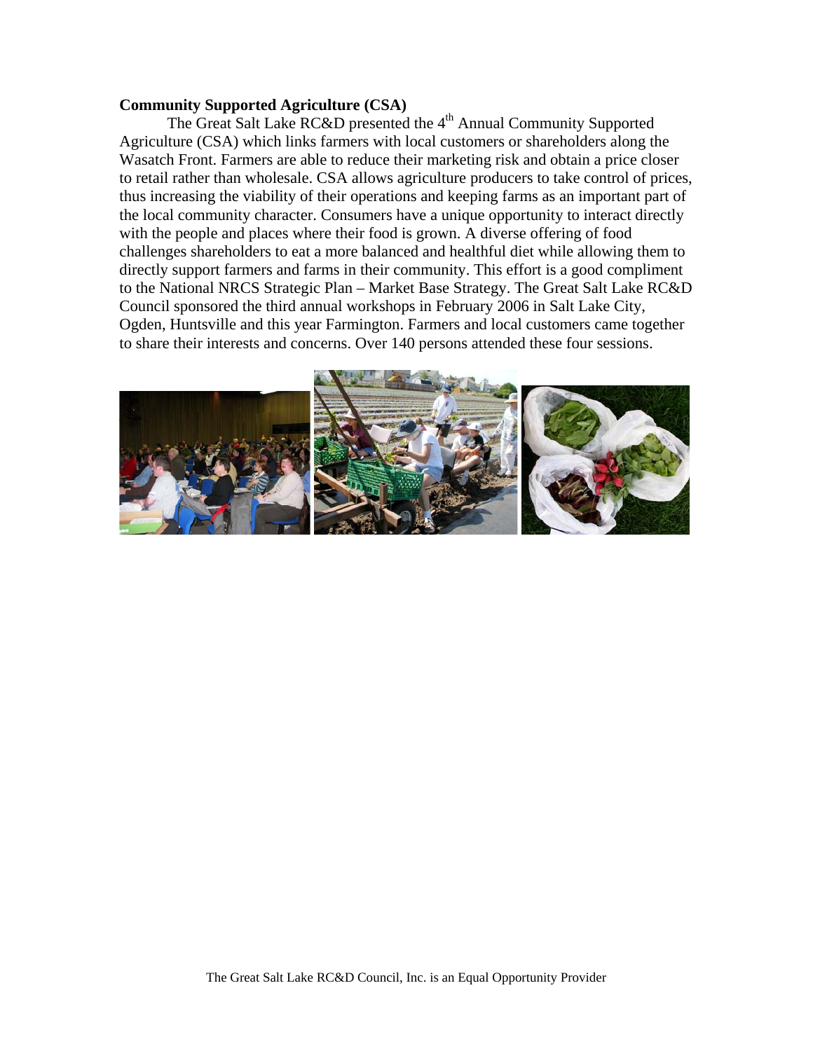**Community Supported Agriculture (CSA)**

The Great Salt Lake RC&D presented the 4th Annual Community Supported Agriculture (CSA) which links farmers with local customers or shareholders along the Wasatch Front. Farmers are able to reduce their marketing risk and obtain a price closer to retail rather than wholesale. CSA allows agriculture producers to take control of prices, thus increasing the viability of their operations and keeping farms as an important part of the local community character. Consumers have a unique opportunity to interact directly with the people and places where their food is grown. A diverse offering of food challenges shareholders to eat a more balanced and healthful diet while allowing them to directly support farmers and farms in their community. This effort is a good compliment to the National NRCS Strategic Plan – Market Base Strategy. The Great Salt Lake RC&D Council sponsored the third annual workshops in February 2006 in Salt Lake City, Ogden, Huntsville and this year Farmington. Farmers and local customers came together to share their interests and concerns. Over 140 persons attended these four sessions.

The Great Salt Lake RC&D Council, Inc. is an Equal Opportunity Provider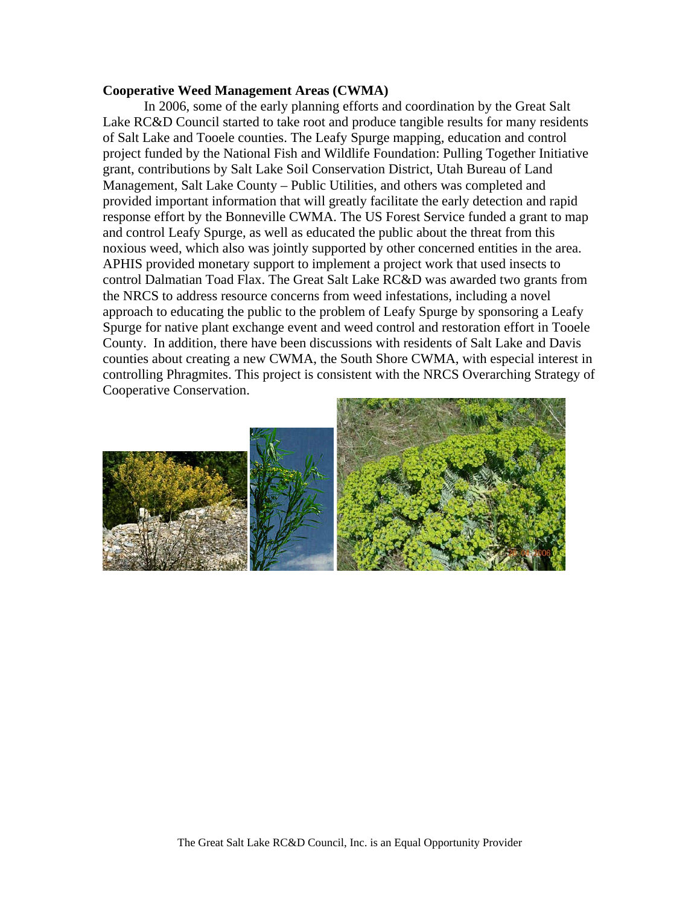**Cooperative Weed Management Areas (CWMA)**

In 2006, some of the early planning efforts and coordination by the Great Salt Lake RC&D Council started to take root and produce tangible results for many residents of Salt Lake and Tooele counties. The Leafy Spurge mapping, education and control project funded by the National Fish and Wildlife Foundation: Pulling Together Initiative grant, contributions by Salt Lake Soil Conservation District, Utah Bureau of Land Management, Salt Lake County – Public Utilities, and others was completed and provided important information that will greatly facilitate the early detection and rapid response effort by the Bonneville CWMA. The US Forest Service funded a grant to map and control Leafy Spurge, as well as educated the public about the threat from this noxious weed, which also was jointly supported by other concerned entities in the area. APHIS provided monetary support to implement a project work that used insects to control Dalmatian Toad Flax. The Great Salt Lake RC&D was awarded two grants from the NRCS to address resource concerns from weed infestations, including a novel approach to educating the public to the problem of Leafy Spurge by sponsoring a Leafy Spurge for native plant exchange event and weed control and restoration effort in Tooele County. In addition, there have been discussions with residents of Salt Lake and Davis counties about creating a new CWMA, the South Shore CWMA, with especial interest in controlling Phragmites. This project is consistent with the NRCS Overarching Strategy of Cooperative Conservation.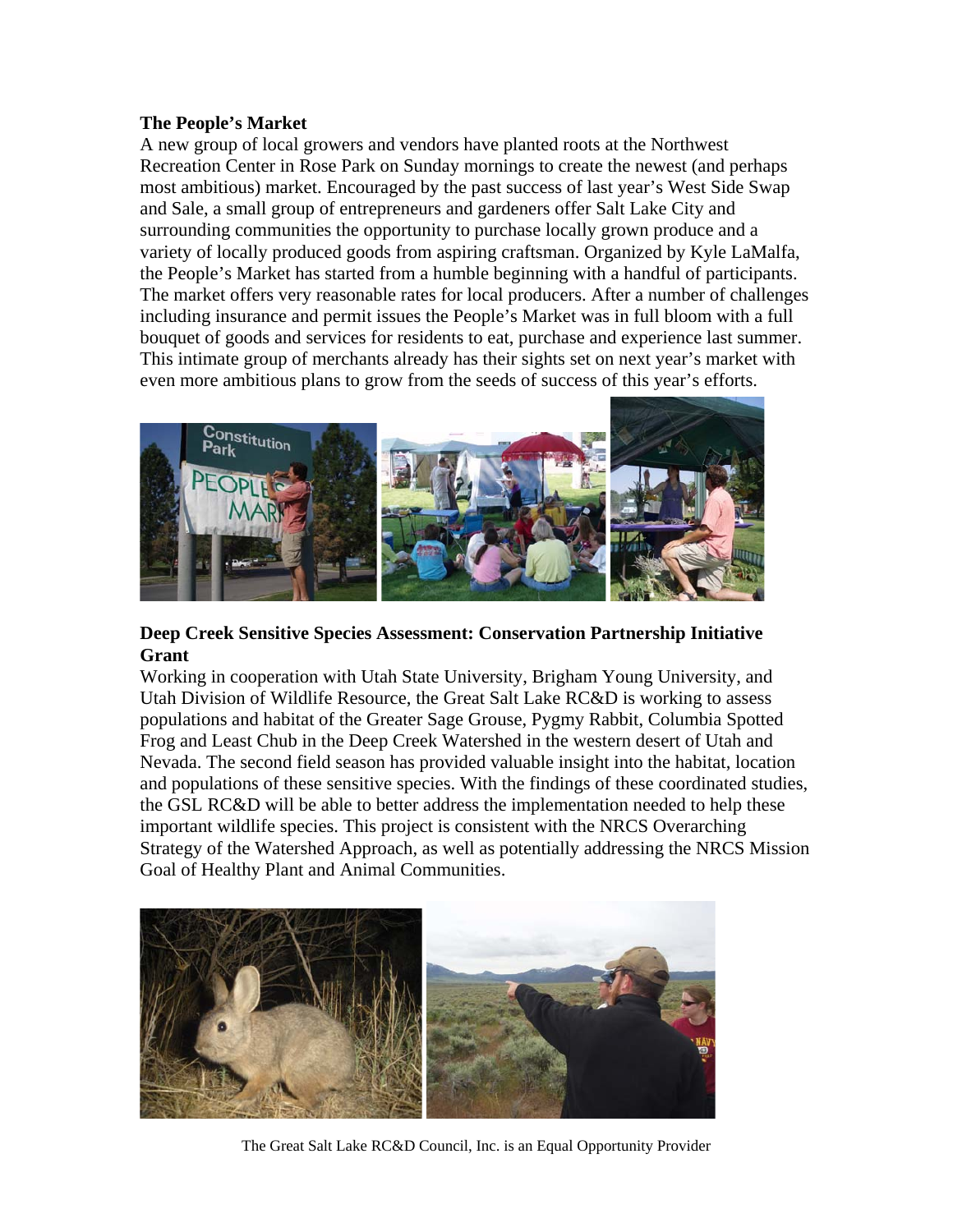**The People's Market**

A new group of local growers and vendors have planted roots at the Northwest Recreation Center in Rose Park on Sunday mornings to create the newest (and perhaps most ambitious) market. Encouraged by the past success of last year's West Side Swap and Sale, a small group of entrepreneurs and gardeners offer Salt Lake City and surrounding communities the opportunity to purchase locally grown produce and a variety of locally produced goods from aspiring craftsman. Organized by Kyle LaMalfa, the People's Market has started from a humble beginning with a handful of participants. The market offers very reasonable rates for local producers. After a number of challenges including insurance and permit issues the People's Market was in full bloom with a full bouquet of goods and services for residents to eat, purchase and experience last summer. This intimate group of merchants already has their sights set on next year's market with even more ambitious plans to grow from the seeds of success of this year's efforts.

**Deep Creek Sensitive Species Assessment: Conservation Partnership Initiative Grant**

Working in cooperation with Utah State University, Brigham Young University, and Utah Division of Wildlife Resource, the Great Salt Lake RC&D is working to assess populations and habitat of the Greater Sage Grouse, Pygmy Rabbit, Columbia Spotted Frog and Least Chub in the Deep Creek Watershed in the western desert of Utah and Nevada. The second field season has provided valuable insight into the habitat, location and populations of these sensitive species. With the findings of these coordinated studies, the GSL RC&D will be able to better address the implementation needed to help these important wildlife species. This project is consistent with the NRCS Overarching Strategy of the Watershed Approach, as well as potentially addressing the NRCS Mission Goal of Healthy Plant and Animal Communities.

The Great Salt Lake RC&D Council, Inc. is an Equal Opportunity Provider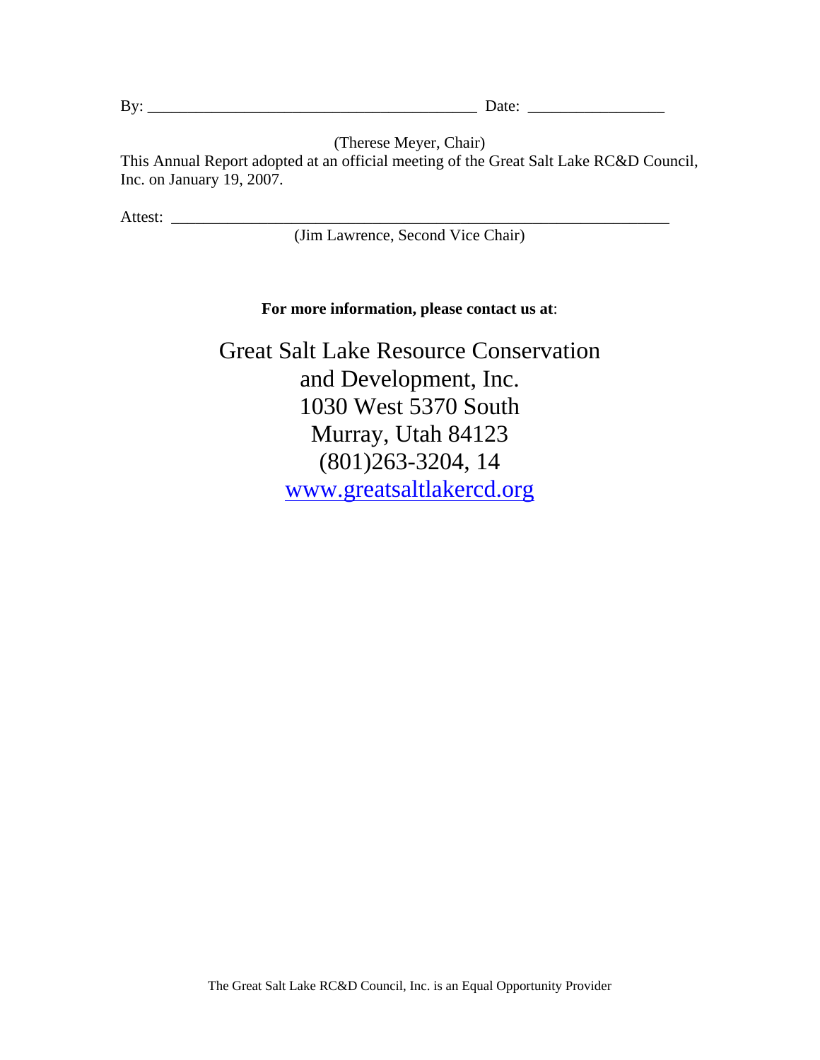By: _________________________________________ Date: _________________

(Therese Meyer, Chair)

This Annual Report adopted at an official meeting of the Great Salt Lake RC&D Council, Inc. on January 19, 2007.

Attest: _______________________________________________________________

(Jim Lawrence, Second Vice Chair)

**For more information, please contact us at**:

Great Salt Lake Resource Conservation
and Development, Inc.
1030 West 5370 South
Murray, Utah 84123
(801)263-3204, 14
[www.greatsaltlakercd.org](http://www.greatsaltlakercd.org)

The Great Salt Lake RC&D Council, Inc. is an Equal Opportunity Provider